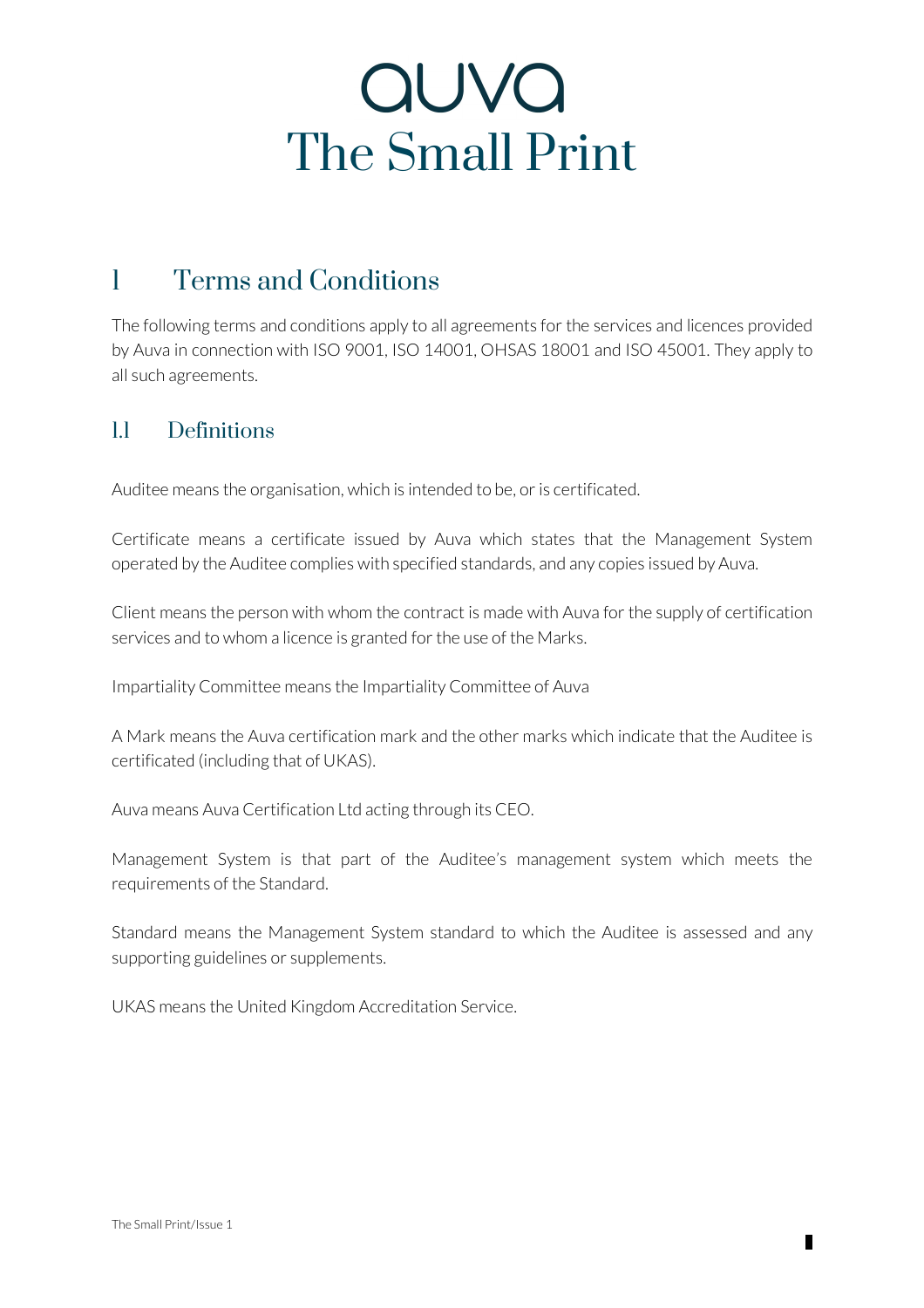# auva
# The Small Print

## 1 Terms and Conditions

The following terms and conditions apply to all agreements for the services and licences provided by Auva in connection with ISO 9001, ISO 14001, OHSAS 18001 and ISO 45001. They apply to all such agreements.

### 1.1 Definitions

Auditee means the organisation, which is intended to be, or is certificated.

Certificate means a certificate issued by Auva which states that the Management System operated by the Auditee complies with specified standards, and any copies issued by Auva.

Client means the person with whom the contract is made with Auva for the supply of certification services and to whom a licence is granted for the use of the Marks.

Impartiality Committee means the Impartiality Committee of Auva

A Mark means the Auva certification mark and the other marks which indicate that the Auditee is certificated (including that of UKAS).

Auva means Auva Certification Ltd acting through its CEO.

Management System is that part of the Auditee's management system which meets the requirements of the Standard.

Standard means the Management System standard to which the Auditee is assessed and any supporting guidelines or supplements.

UKAS means the United Kingdom Accreditation Service.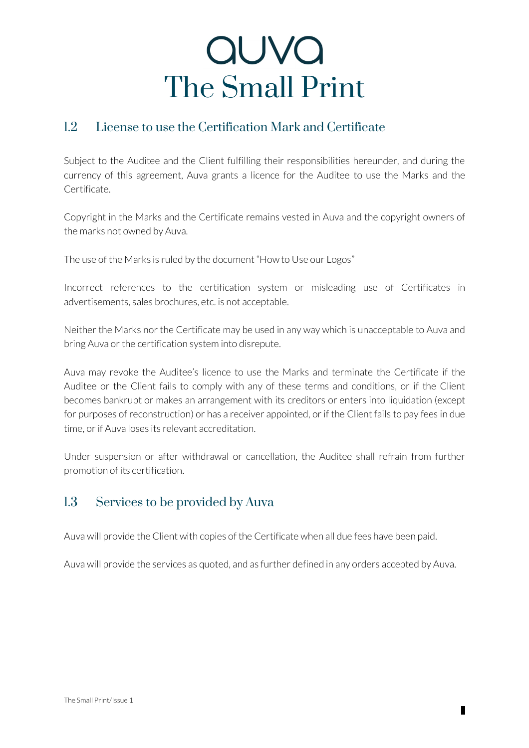# auva
# The Small Print

## 1.2 License to use the Certification Mark and Certificate

Subject to the Auditee and the Client fulfilling their responsibilities hereunder, and during the currency of this agreement, Auva grants a licence for the Auditee to use the Marks and the Certificate.

Copyright in the Marks and the Certificate remains vested in Auva and the copyright owners of the marks not owned by Auva.

The use of the Marks is ruled by the document "How to Use our Logos"

Incorrect references to the certification system or misleading use of Certificates in advertisements, sales brochures, etc. is not acceptable.

Neither the Marks nor the Certificate may be used in any way which is unacceptable to Auva and bring Auva or the certification system into disrepute.

Auva may revoke the Auditee's licence to use the Marks and terminate the Certificate if the Auditee or the Client fails to comply with any of these terms and conditions, or if the Client becomes bankrupt or makes an arrangement with its creditors or enters into liquidation (except for purposes of reconstruction) or has a receiver appointed, or if the Client fails to pay fees in due time, or if Auva loses its relevant accreditation.

Under suspension or after withdrawal or cancellation, the Auditee shall refrain from further promotion of its certification.

## 1.3 Services to be provided by Auva

Auva will provide the Client with copies of the Certificate when all due fees have been paid.

Auva will provide the services as quoted, and as further defined in any orders accepted by Auva.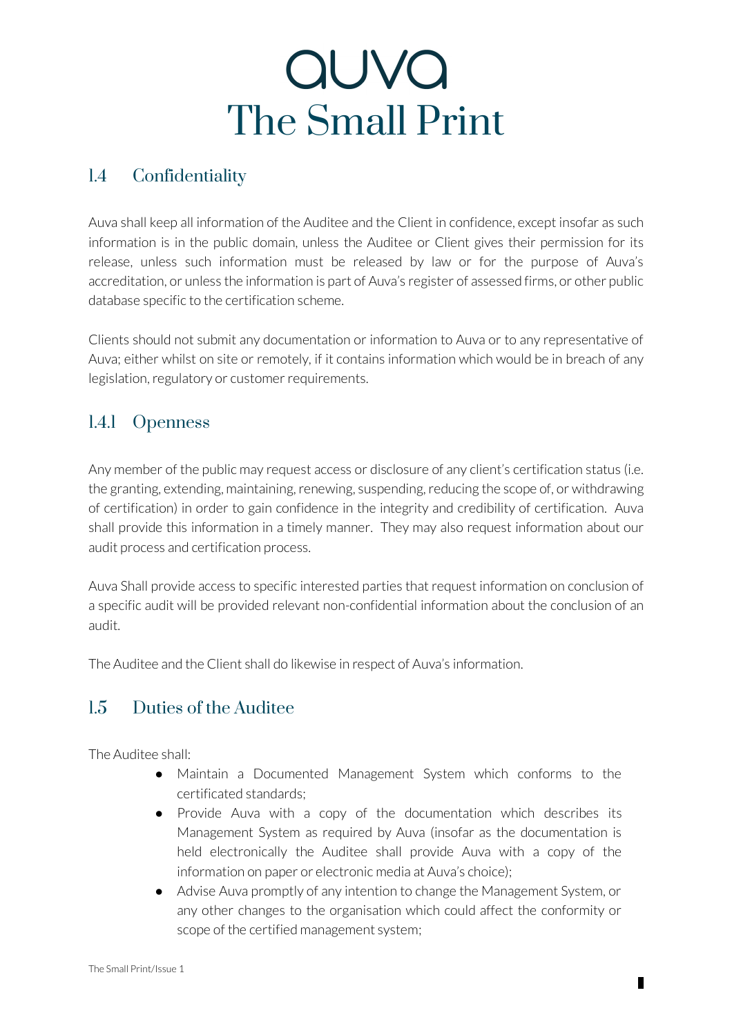## 1.4 Confidentiality

Auva shall keep all information of the Auditee and the Client in confidence, except insofar as such information is in the public domain, unless the Auditee or Client gives their permission for its release, unless such information must be released by law or for the purpose of Auva's accreditation, or unless the information is part of Auva's register of assessed firms, or other public database specific to the certification scheme.

Clients should not submit any documentation or information to Auva or to any representative of Auva; either whilst on site or remotely, if it contains information which would be in breach of any legislation, regulatory or customer requirements.

### 1.4.1 Openness

Any member of the public may request access or disclosure of any client's certification status (i.e. the granting, extending, maintaining, renewing, suspending, reducing the scope of, or withdrawing of certification) in order to gain confidence in the integrity and credibility of certification. Auva shall provide this information in a timely manner. They may also request information about our audit process and certification process.

Auva Shall provide access to specific interested parties that request information on conclusion of a specific audit will be provided relevant non-confidential information about the conclusion of an audit.

The Auditee and the Client shall do likewise in respect of Auva's information.

## 1.5 Duties of the Auditee

The Auditee shall:

- Maintain a Documented Management System which conforms to the certificated standards;
- Provide Auva with a copy of the documentation which describes its Management System as required by Auva (insofar as the documentation is held electronically the Auditee shall provide Auva with a copy of the information on paper or electronic media at Auva's choice);
- Advise Auva promptly of any intention to change the Management System, or any other changes to the organisation which could affect the conformity or scope of the certified management system;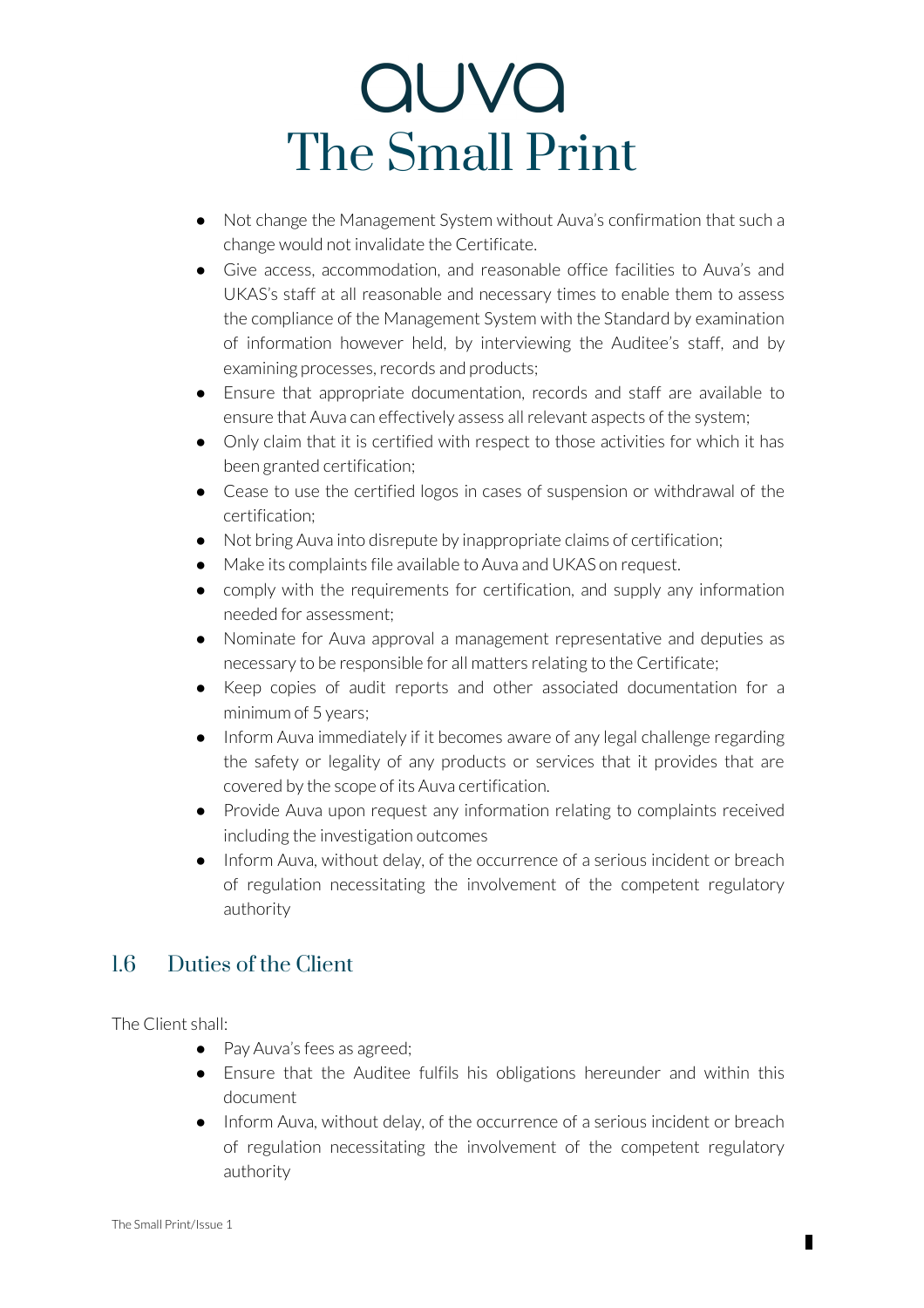- Not change the Management System without Auva's confirmation that such a change would not invalidate the Certificate.
- Give access, accommodation, and reasonable office facilities to Auva's and UKAS's staff at all reasonable and necessary times to enable them to assess the compliance of the Management System with the Standard by examination of information however held, by interviewing the Auditee's staff, and by examining processes, records and products;
- Ensure that appropriate documentation, records and staff are available to ensure that Auva can effectively assess all relevant aspects of the system;
- Only claim that it is certified with respect to those activities for which it has been granted certification;
- Cease to use the certified logos in cases of suspension or withdrawal of the certification;
- Not bring Auva into disrepute by inappropriate claims of certification;
- Make its complaints file available to Auva and UKAS on request.
- comply with the requirements for certification, and supply any information needed for assessment;
- Nominate for Auva approval a management representative and deputies as necessary to be responsible for all matters relating to the Certificate;
- Keep copies of audit reports and other associated documentation for a minimum of 5 years;
- Inform Auva immediately if it becomes aware of any legal challenge regarding the safety or legality of any products or services that it provides that are covered by the scope of its Auva certification.
- Provide Auva upon request any information relating to complaints received including the investigation outcomes
- Inform Auva, without delay, of the occurrence of a serious incident or breach of regulation necessitating the involvement of the competent regulatory authority

## 1.6 Duties of the Client

The Client shall:

- Pay Auva's fees as agreed;
- Ensure that the Auditee fulfils his obligations hereunder and within this document
- Inform Auva, without delay, of the occurrence of a serious incident or breach of regulation necessitating the involvement of the competent regulatory authority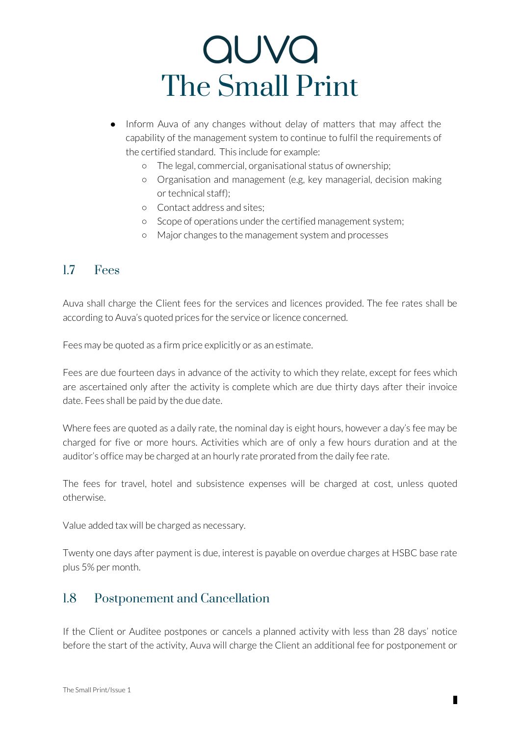- Inform Auva of any changes without delay of matters that may affect the capability of the management system to continue to fulfil the requirements of the certified standard. This include for example:
  - The legal, commercial, organisational status of ownership;
  - Organisation and management (e.g, key managerial, decision making or technical staff);
  - Contact address and sites;
  - Scope of operations under the certified management system;
  - Major changes to the management system and processes

## 1.7 Fees

Auva shall charge the Client fees for the services and licences provided. The fee rates shall be according to Auva's quoted prices for the service or licence concerned.

Fees may be quoted as a firm price explicitly or as an estimate.

Fees are due fourteen days in advance of the activity to which they relate, except for fees which are ascertained only after the activity is complete which are due thirty days after their invoice date. Fees shall be paid by the due date.

Where fees are quoted as a daily rate, the nominal day is eight hours, however a day's fee may be charged for five or more hours. Activities which are of only a few hours duration and at the auditor's office may be charged at an hourly rate prorated from the daily fee rate.

The fees for travel, hotel and subsistence expenses will be charged at cost, unless quoted otherwise.

Value added tax will be charged as necessary.

Twenty one days after payment is due, interest is payable on overdue charges at HSBC base rate plus 5% per month.

## 1.8 Postponement and Cancellation

If the Client or Auditee postpones or cancels a planned activity with less than 28 days' notice before the start of the activity, Auva will charge the Client an additional fee for postponement or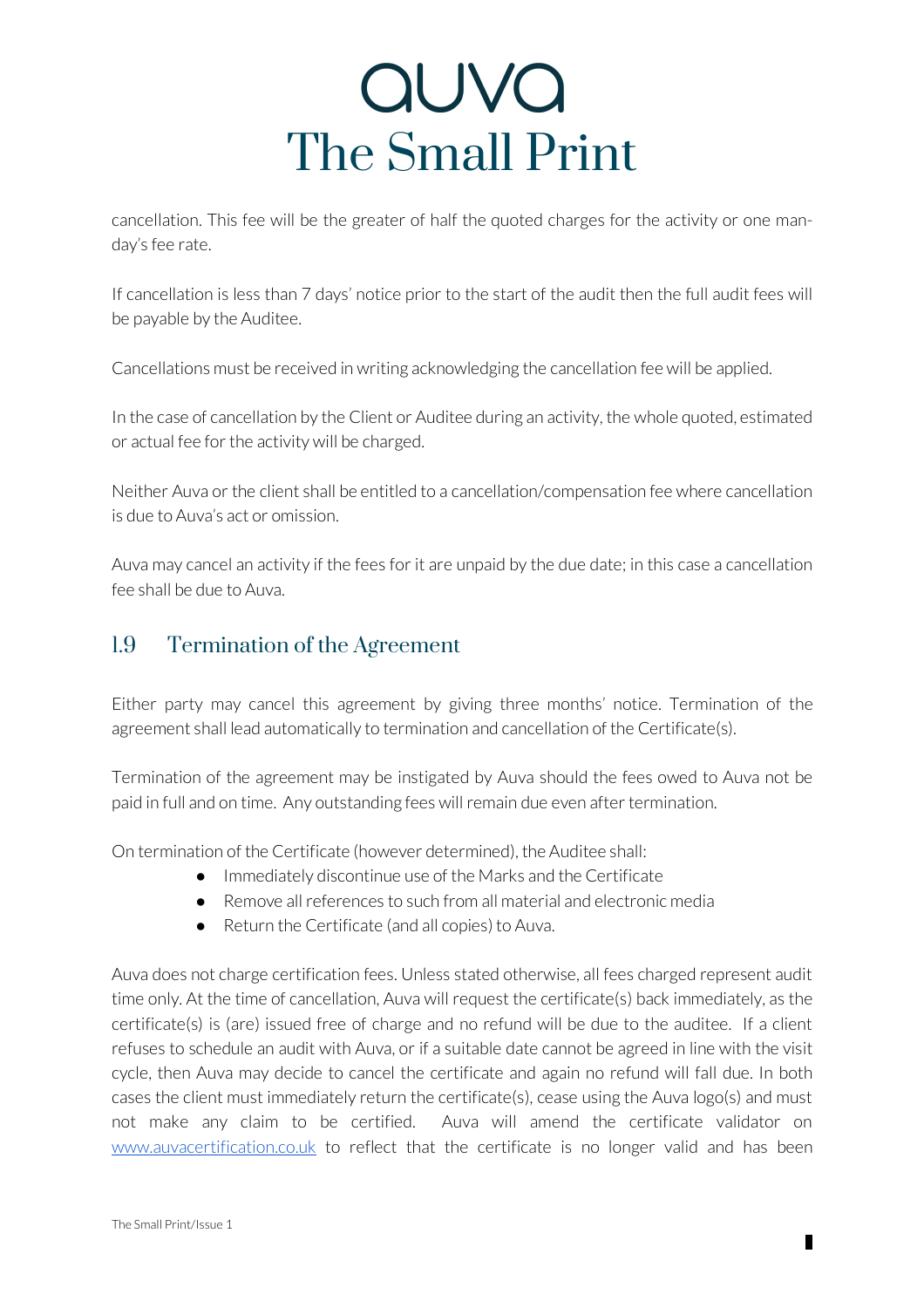cancellation. This fee will be the greater of half the quoted charges for the activity or one man-day's fee rate.

If cancellation is less than 7 days' notice prior to the start of the audit then the full audit fees will be payable by the Auditee.

Cancellations must be received in writing acknowledging the cancellation fee will be applied.

In the case of cancellation by the Client or Auditee during an activity, the whole quoted, estimated or actual fee for the activity will be charged.

Neither Auva or the client shall be entitled to a cancellation/compensation fee where cancellation is due to Auva's act or omission.

Auva may cancel an activity if the fees for it are unpaid by the due date; in this case a cancellation fee shall be due to Auva.

## 1.9 Termination of the Agreement

Either party may cancel this agreement by giving three months' notice. Termination of the agreement shall lead automatically to termination and cancellation of the Certificate(s).

Termination of the agreement may be instigated by Auva should the fees owed to Auva not be paid in full and on time. Any outstanding fees will remain due even after termination.

On termination of the Certificate (however determined), the Auditee shall:

- Immediately discontinue use of the Marks and the Certificate
- Remove all references to such from all material and electronic media
- Return the Certificate (and all copies) to Auva.

Auva does not charge certification fees. Unless stated otherwise, all fees charged represent audit time only. At the time of cancellation, Auva will request the certificate(s) back immediately, as the certificate(s) is (are) issued free of charge and no refund will be due to the auditee. If a client refuses to schedule an audit with Auva, or if a suitable date cannot be agreed in line with the visit cycle, then Auva may decide to cancel the certificate and again no refund will fall due. In both cases the client must immediately return the certificate(s), cease using the Auva logo(s) and must not make any claim to be certified. Auva will amend the certificate validator on [www.auvacertification.co.uk](http://www.auvacertification.co.uk) to reflect that the certificate is no longer valid and has been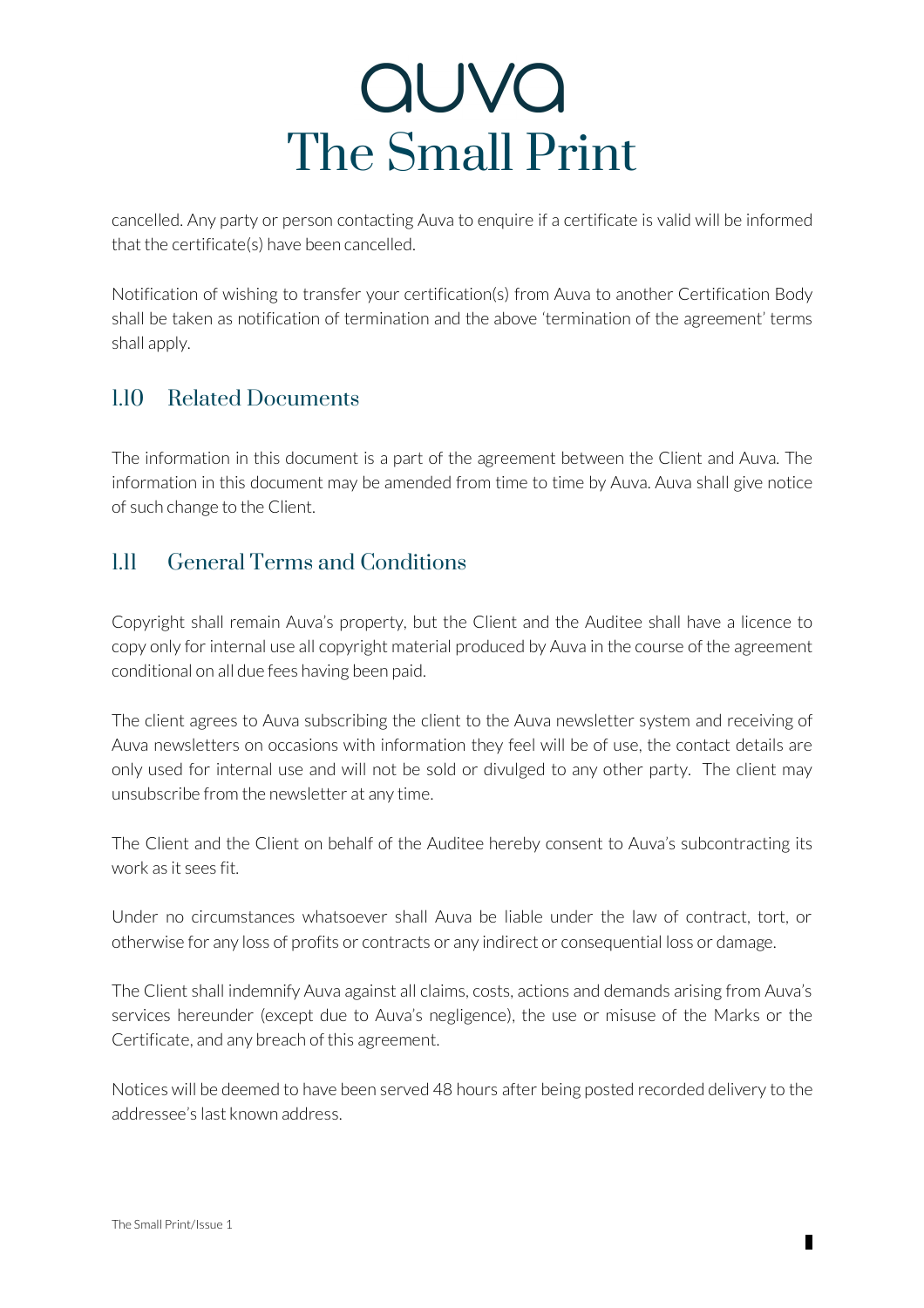cancelled. Any party or person contacting Auva to enquire if a certificate is valid will be informed that the certificate(s) have been cancelled.

Notification of wishing to transfer your certification(s) from Auva to another Certification Body shall be taken as notification of termination and the above 'termination of the agreement' terms shall apply.

## 1.10 Related Documents

The information in this document is a part of the agreement between the Client and Auva. The information in this document may be amended from time to time by Auva. Auva shall give notice of such change to the Client.

## 1.11 General Terms and Conditions

Copyright shall remain Auva's property, but the Client and the Auditee shall have a licence to copy only for internal use all copyright material produced by Auva in the course of the agreement conditional on all due fees having been paid.

The client agrees to Auva subscribing the client to the Auva newsletter system and receiving of Auva newsletters on occasions with information they feel will be of use, the contact details are only used for internal use and will not be sold or divulged to any other party. The client may unsubscribe from the newsletter at any time.

The Client and the Client on behalf of the Auditee hereby consent to Auva's subcontracting its work as it sees fit.

Under no circumstances whatsoever shall Auva be liable under the law of contract, tort, or otherwise for any loss of profits or contracts or any indirect or consequential loss or damage.

The Client shall indemnify Auva against all claims, costs, actions and demands arising from Auva's services hereunder (except due to Auva's negligence), the use or misuse of the Marks or the Certificate, and any breach of this agreement.

Notices will be deemed to have been served 48 hours after being posted recorded delivery to the addressee's last known address.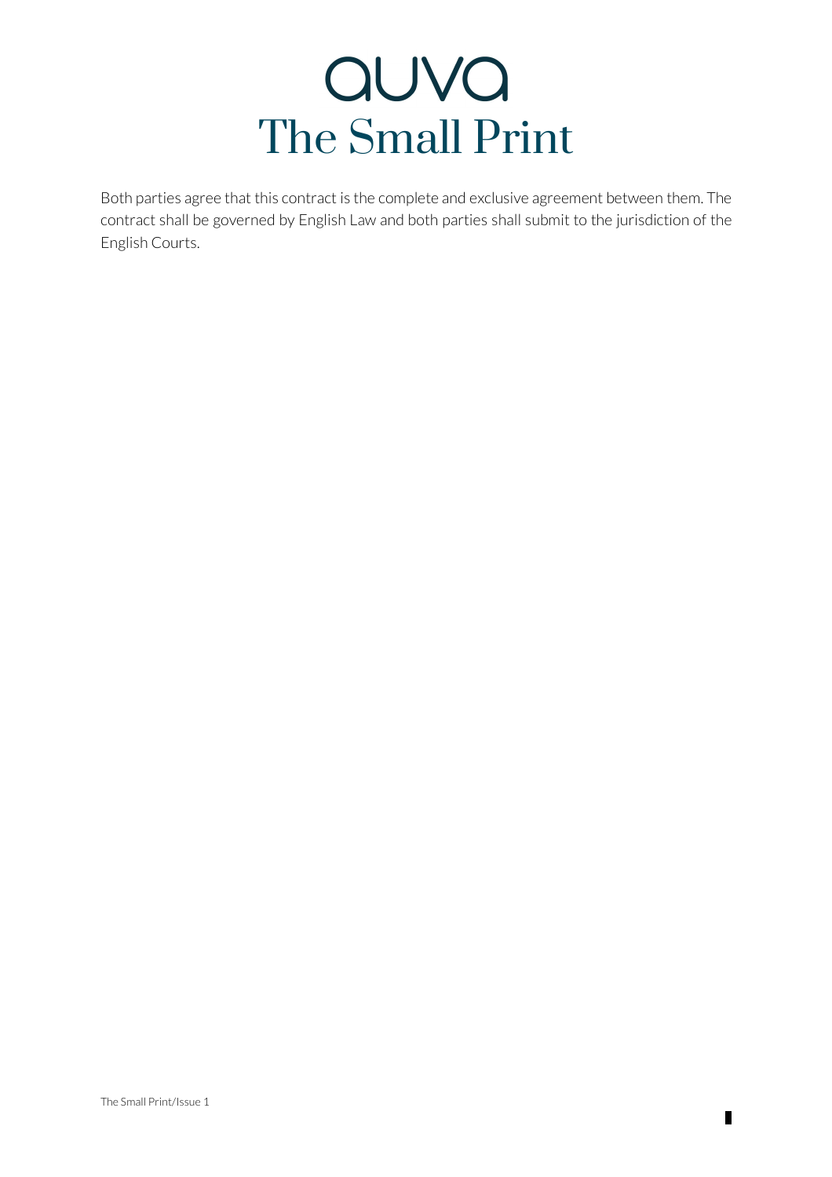# auva
# The Small Print

Both parties agree that this contract is the complete and exclusive agreement between them. The contract shall be governed by English Law and both parties shall submit to the jurisdiction of the English Courts.